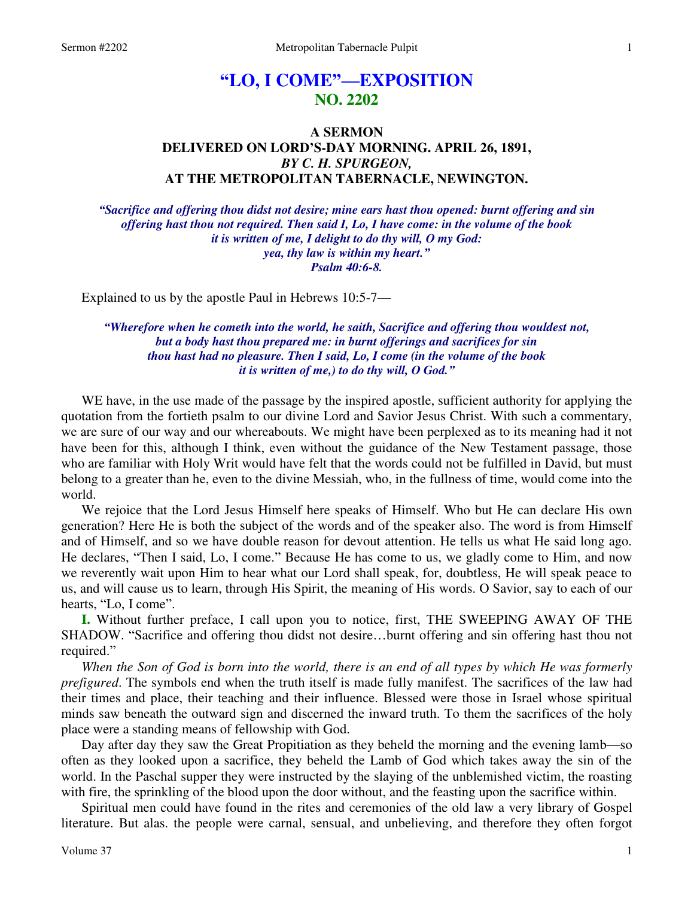# "LO, I COME"—EXPOSITION
## NO. 2202

### A SERMON
### DELIVERED ON LORD'S-DAY MORNING. APRIL 26, 1891,
### *BY C. H. SPURGEON,*
### AT THE METROPOLITAN TABERNACLE, NEWINGTON.

*"Sacrifice and offering thou didst not desire; mine ears hast thou opened: burnt offering and sin offering hast thou not required. Then said I, Lo, I have come: in the volume of the book it is written of me, I delight to do thy will, O my God: yea, thy law is within my heart." Psalm 40:6-8.*

Explained to us by the apostle Paul in Hebrews 10:5-7—

*"Wherefore when he cometh into the world, he saith, Sacrifice and offering thou wouldest not, but a body hast thou prepared me: in burnt offerings and sacrifices for sin thou hast had no pleasure. Then I said, Lo, I come (in the volume of the book it is written of me,) to do thy will, O God."*

WE have, in the use made of the passage by the inspired apostle, sufficient authority for applying the quotation from the fortieth psalm to our divine Lord and Savior Jesus Christ. With such a commentary, we are sure of our way and our whereabouts. We might have been perplexed as to its meaning had it not have been for this, although I think, even without the guidance of the New Testament passage, those who are familiar with Holy Writ would have felt that the words could not be fulfilled in David, but must belong to a greater than he, even to the divine Messiah, who, in the fullness of time, would come into the world.

We rejoice that the Lord Jesus Himself here speaks of Himself. Who but He can declare His own generation? Here He is both the subject of the words and of the speaker also. The word is from Himself and of Himself, and so we have double reason for devout attention. He tells us what He said long ago. He declares, "Then I said, Lo, I come." Because He has come to us, we gladly come to Him, and now we reverently wait upon Him to hear what our Lord shall speak, for, doubtless, He will speak peace to us, and will cause us to learn, through His Spirit, the meaning of His words. O Savior, say to each of our hearts, "Lo, I come".

**I.** Without further preface, I call upon you to notice, first, THE SWEEPING AWAY OF THE SHADOW. "Sacrifice and offering thou didst not desire…burnt offering and sin offering hast thou not required."

*When the Son of God is born into the world, there is an end of all types by which He was formerly prefigured*. The symbols end when the truth itself is made fully manifest. The sacrifices of the law had their times and place, their teaching and their influence. Blessed were those in Israel whose spiritual minds saw beneath the outward sign and discerned the inward truth. To them the sacrifices of the holy place were a standing means of fellowship with God.

Day after day they saw the Great Propitiation as they beheld the morning and the evening lamb—so often as they looked upon a sacrifice, they beheld the Lamb of God which takes away the sin of the world. In the Paschal supper they were instructed by the slaying of the unblemished victim, the roasting with fire, the sprinkling of the blood upon the door without, and the feasting upon the sacrifice within.

Spiritual men could have found in the rites and ceremonies of the old law a very library of Gospel literature. But alas. the people were carnal, sensual, and unbelieving, and therefore they often forgot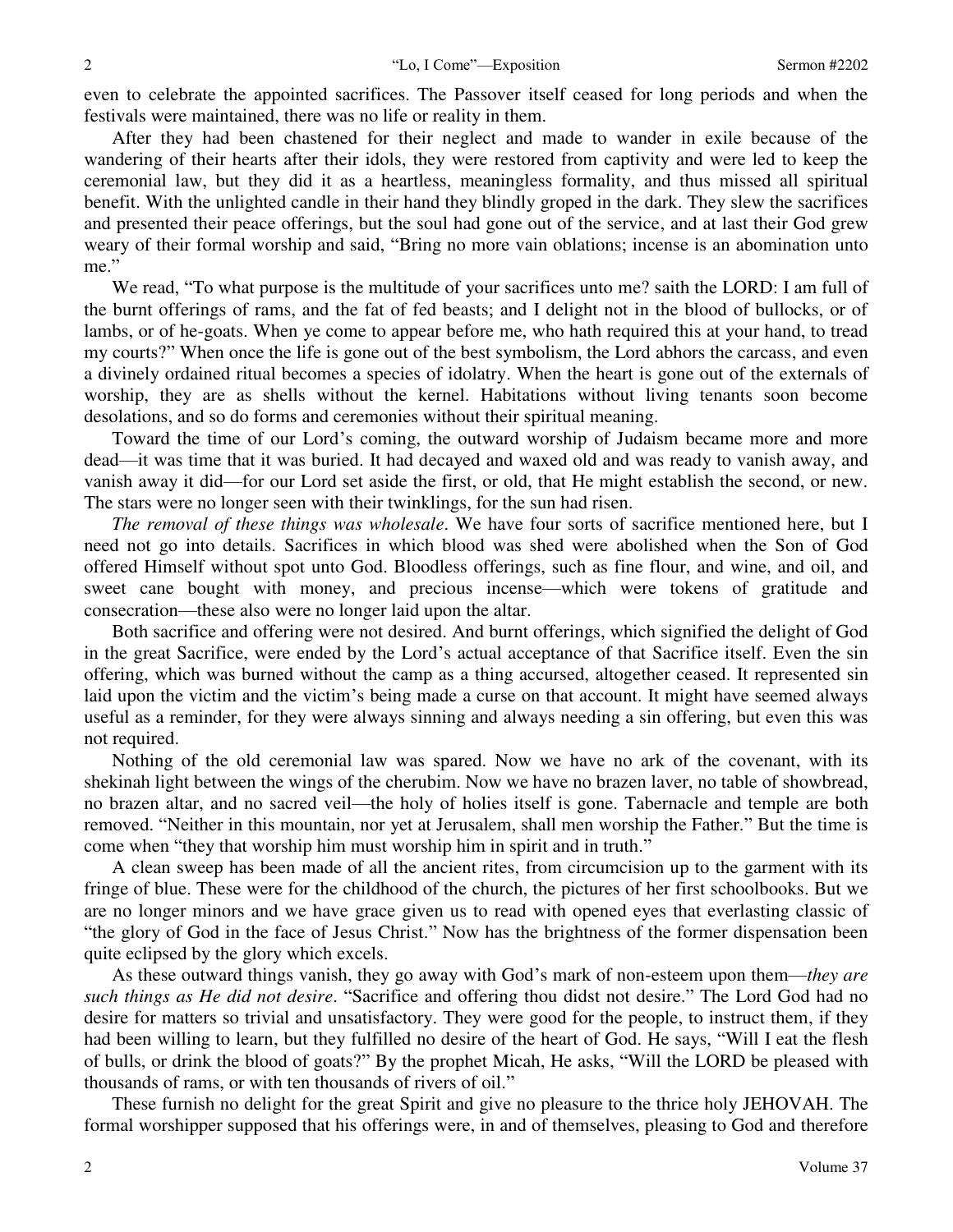even to celebrate the appointed sacrifices. The Passover itself ceased for long periods and when the festivals were maintained, there was no life or reality in them.

After they had been chastened for their neglect and made to wander in exile because of the wandering of their hearts after their idols, they were restored from captivity and were led to keep the ceremonial law, but they did it as a heartless, meaningless formality, and thus missed all spiritual benefit. With the unlighted candle in their hand they blindly groped in the dark. They slew the sacrifices and presented their peace offerings, but the soul had gone out of the service, and at last their God grew weary of their formal worship and said, "Bring no more vain oblations; incense is an abomination unto me."

We read, "To what purpose is the multitude of your sacrifices unto me? saith the LORD: I am full of the burnt offerings of rams, and the fat of fed beasts; and I delight not in the blood of bullocks, or of lambs, or of he-goats. When ye come to appear before me, who hath required this at your hand, to tread my courts?" When once the life is gone out of the best symbolism, the Lord abhors the carcass, and even a divinely ordained ritual becomes a species of idolatry. When the heart is gone out of the externals of worship, they are as shells without the kernel. Habitations without living tenants soon become desolations, and so do forms and ceremonies without their spiritual meaning.

Toward the time of our Lord's coming, the outward worship of Judaism became more and more dead—it was time that it was buried. It had decayed and waxed old and was ready to vanish away, and vanish away it did—for our Lord set aside the first, or old, that He might establish the second, or new. The stars were no longer seen with their twinklings, for the sun had risen.

*The removal of these things was wholesale*. We have four sorts of sacrifice mentioned here, but I need not go into details. Sacrifices in which blood was shed were abolished when the Son of God offered Himself without spot unto God. Bloodless offerings, such as fine flour, and wine, and oil, and sweet cane bought with money, and precious incense—which were tokens of gratitude and consecration—these also were no longer laid upon the altar.

Both sacrifice and offering were not desired. And burnt offerings, which signified the delight of God in the great Sacrifice, were ended by the Lord's actual acceptance of that Sacrifice itself. Even the sin offering, which was burned without the camp as a thing accursed, altogether ceased. It represented sin laid upon the victim and the victim's being made a curse on that account. It might have seemed always useful as a reminder, for they were always sinning and always needing a sin offering, but even this was not required.

Nothing of the old ceremonial law was spared. Now we have no ark of the covenant, with its shekinah light between the wings of the cherubim. Now we have no brazen laver, no table of showbread, no brazen altar, and no sacred veil—the holy of holies itself is gone. Tabernacle and temple are both removed. "Neither in this mountain, nor yet at Jerusalem, shall men worship the Father." But the time is come when "they that worship him must worship him in spirit and in truth."

A clean sweep has been made of all the ancient rites, from circumcision up to the garment with its fringe of blue. These were for the childhood of the church, the pictures of her first schoolbooks. But we are no longer minors and we have grace given us to read with opened eyes that everlasting classic of "the glory of God in the face of Jesus Christ." Now has the brightness of the former dispensation been quite eclipsed by the glory which excels.

As these outward things vanish, they go away with God's mark of non-esteem upon them—*they are such things as He did not desire*. "Sacrifice and offering thou didst not desire." The Lord God had no desire for matters so trivial and unsatisfactory. They were good for the people, to instruct them, if they had been willing to learn, but they fulfilled no desire of the heart of God. He says, "Will I eat the flesh of bulls, or drink the blood of goats?" By the prophet Micah, He asks, "Will the LORD be pleased with thousands of rams, or with ten thousands of rivers of oil."

These furnish no delight for the great Spirit and give no pleasure to the thrice holy JEHOVAH. The formal worshipper supposed that his offerings were, in and of themselves, pleasing to God and therefore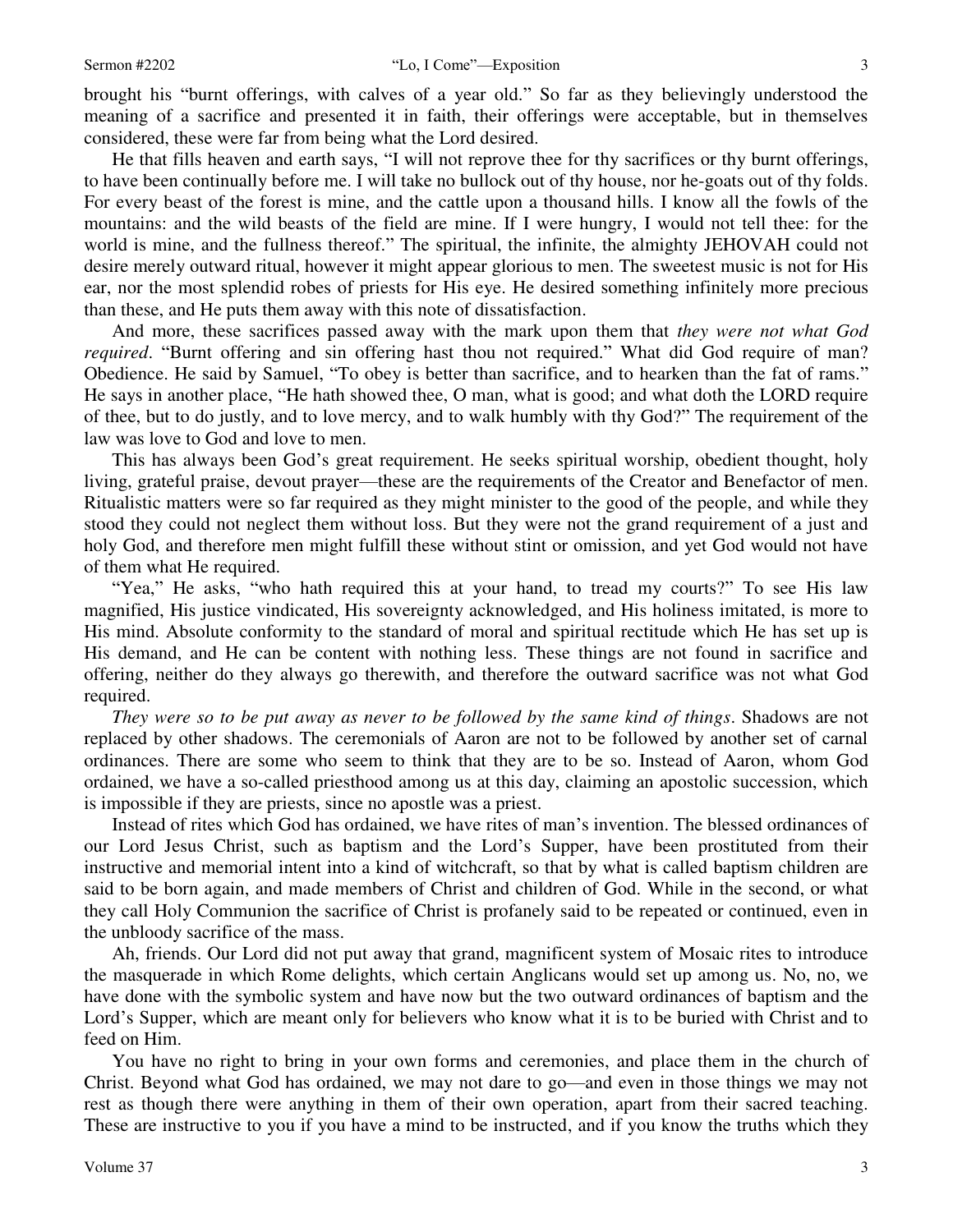brought his "burnt offerings, with calves of a year old." So far as they believingly understood the meaning of a sacrifice and presented it in faith, their offerings were acceptable, but in themselves considered, these were far from being what the Lord desired.

He that fills heaven and earth says, "I will not reprove thee for thy sacrifices or thy burnt offerings, to have been continually before me. I will take no bullock out of thy house, nor he-goats out of thy folds. For every beast of the forest is mine, and the cattle upon a thousand hills. I know all the fowls of the mountains: and the wild beasts of the field are mine. If I were hungry, I would not tell thee: for the world is mine, and the fullness thereof." The spiritual, the infinite, the almighty JEHOVAH could not desire merely outward ritual, however it might appear glorious to men. The sweetest music is not for His ear, nor the most splendid robes of priests for His eye. He desired something infinitely more precious than these, and He puts them away with this note of dissatisfaction.

And more, these sacrifices passed away with the mark upon them that *they were not what God required*. "Burnt offering and sin offering hast thou not required." What did God require of man? Obedience. He said by Samuel, "To obey is better than sacrifice, and to hearken than the fat of rams." He says in another place, "He hath showed thee, O man, what is good; and what doth the LORD require of thee, but to do justly, and to love mercy, and to walk humbly with thy God?" The requirement of the law was love to God and love to men.

This has always been God's great requirement. He seeks spiritual worship, obedient thought, holy living, grateful praise, devout prayer—these are the requirements of the Creator and Benefactor of men. Ritualistic matters were so far required as they might minister to the good of the people, and while they stood they could not neglect them without loss. But they were not the grand requirement of a just and holy God, and therefore men might fulfill these without stint or omission, and yet God would not have of them what He required.

"Yea," He asks, "who hath required this at your hand, to tread my courts?" To see His law magnified, His justice vindicated, His sovereignty acknowledged, and His holiness imitated, is more to His mind. Absolute conformity to the standard of moral and spiritual rectitude which He has set up is His demand, and He can be content with nothing less. These things are not found in sacrifice and offering, neither do they always go therewith, and therefore the outward sacrifice was not what God required.

*They were so to be put away as never to be followed by the same kind of things*. Shadows are not replaced by other shadows. The ceremonials of Aaron are not to be followed by another set of carnal ordinances. There are some who seem to think that they are to be so. Instead of Aaron, whom God ordained, we have a so-called priesthood among us at this day, claiming an apostolic succession, which is impossible if they are priests, since no apostle was a priest.

Instead of rites which God has ordained, we have rites of man's invention. The blessed ordinances of our Lord Jesus Christ, such as baptism and the Lord's Supper, have been prostituted from their instructive and memorial intent into a kind of witchcraft, so that by what is called baptism children are said to be born again, and made members of Christ and children of God. While in the second, or what they call Holy Communion the sacrifice of Christ is profanely said to be repeated or continued, even in the unbloody sacrifice of the mass.

Ah, friends. Our Lord did not put away that grand, magnificent system of Mosaic rites to introduce the masquerade in which Rome delights, which certain Anglicans would set up among us. No, no, we have done with the symbolic system and have now but the two outward ordinances of baptism and the Lord's Supper, which are meant only for believers who know what it is to be buried with Christ and to feed on Him.

You have no right to bring in your own forms and ceremonies, and place them in the church of Christ. Beyond what God has ordained, we may not dare to go—and even in those things we may not rest as though there were anything in them of their own operation, apart from their sacred teaching. These are instructive to you if you have a mind to be instructed, and if you know the truths which they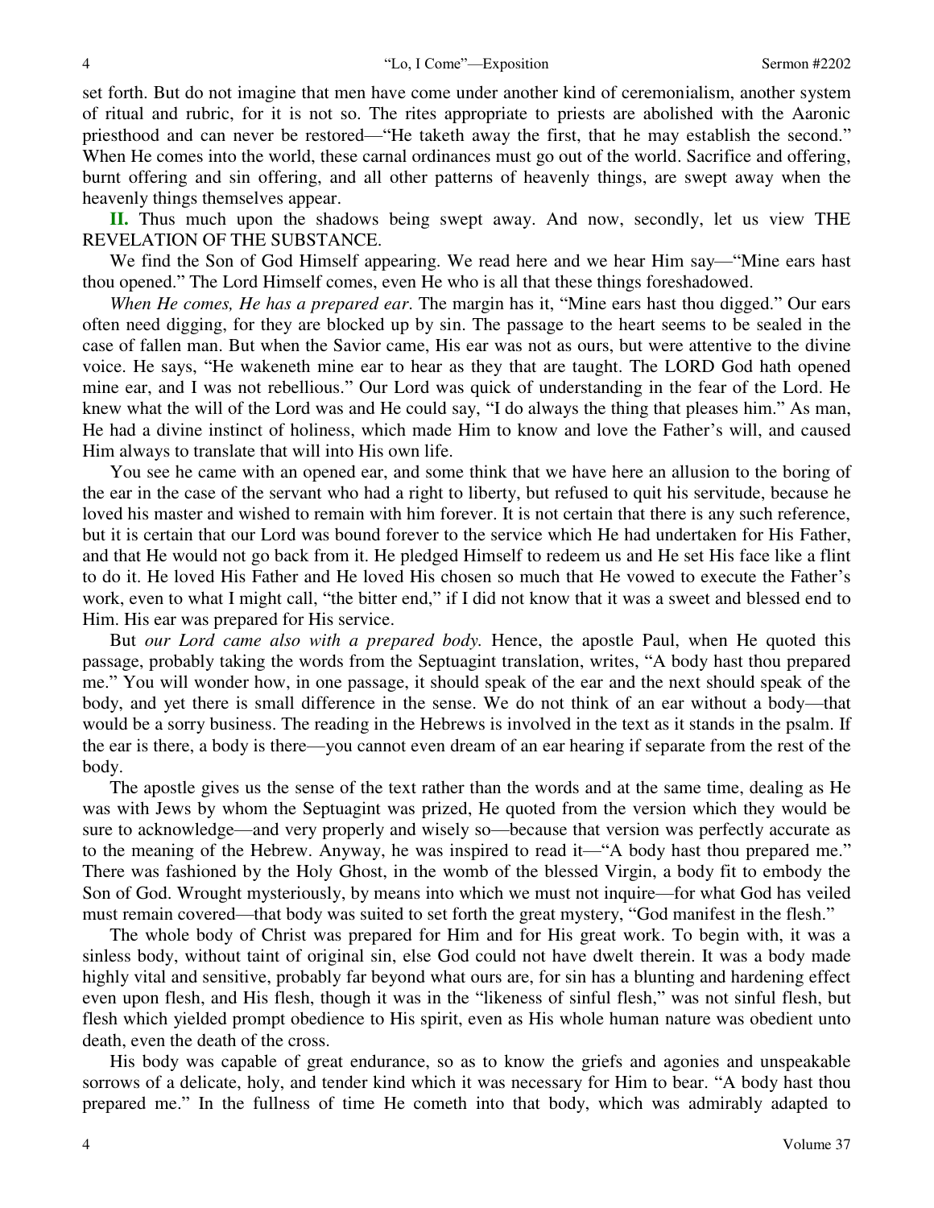set forth. But do not imagine that men have come under another kind of ceremonialism, another system of ritual and rubric, for it is not so. The rites appropriate to priests are abolished with the Aaronic priesthood and can never be restored—"He taketh away the first, that he may establish the second." When He comes into the world, these carnal ordinances must go out of the world. Sacrifice and offering, burnt offering and sin offering, and all other patterns of heavenly things, are swept away when the heavenly things themselves appear.

**II.** Thus much upon the shadows being swept away. And now, secondly, let us view THE REVELATION OF THE SUBSTANCE.

We find the Son of God Himself appearing. We read here and we hear Him say—"Mine ears hast thou opened." The Lord Himself comes, even He who is all that these things foreshadowed.

*When He comes, He has a prepared ear*. The margin has it, "Mine ears hast thou digged." Our ears often need digging, for they are blocked up by sin. The passage to the heart seems to be sealed in the case of fallen man. But when the Savior came, His ear was not as ours, but were attentive to the divine voice. He says, "He wakeneth mine ear to hear as they that are taught. The LORD God hath opened mine ear, and I was not rebellious." Our Lord was quick of understanding in the fear of the Lord. He knew what the will of the Lord was and He could say, "I do always the thing that pleases him." As man, He had a divine instinct of holiness, which made Him to know and love the Father's will, and caused Him always to translate that will into His own life.

You see he came with an opened ear, and some think that we have here an allusion to the boring of the ear in the case of the servant who had a right to liberty, but refused to quit his servitude, because he loved his master and wished to remain with him forever. It is not certain that there is any such reference, but it is certain that our Lord was bound forever to the service which He had undertaken for His Father, and that He would not go back from it. He pledged Himself to redeem us and He set His face like a flint to do it. He loved His Father and He loved His chosen so much that He vowed to execute the Father's work, even to what I might call, "the bitter end," if I did not know that it was a sweet and blessed end to Him. His ear was prepared for His service.

But *our Lord came also with a prepared body.* Hence, the apostle Paul, when He quoted this passage, probably taking the words from the Septuagint translation, writes, "A body hast thou prepared me." You will wonder how, in one passage, it should speak of the ear and the next should speak of the body, and yet there is small difference in the sense. We do not think of an ear without a body—that would be a sorry business. The reading in the Hebrews is involved in the text as it stands in the psalm. If the ear is there, a body is there—you cannot even dream of an ear hearing if separate from the rest of the body.

The apostle gives us the sense of the text rather than the words and at the same time, dealing as He was with Jews by whom the Septuagint was prized, He quoted from the version which they would be sure to acknowledge—and very properly and wisely so—because that version was perfectly accurate as to the meaning of the Hebrew. Anyway, he was inspired to read it—"A body hast thou prepared me." There was fashioned by the Holy Ghost, in the womb of the blessed Virgin, a body fit to embody the Son of God. Wrought mysteriously, by means into which we must not inquire—for what God has veiled must remain covered—that body was suited to set forth the great mystery, "God manifest in the flesh."

The whole body of Christ was prepared for Him and for His great work. To begin with, it was a sinless body, without taint of original sin, else God could not have dwelt therein. It was a body made highly vital and sensitive, probably far beyond what ours are, for sin has a blunting and hardening effect even upon flesh, and His flesh, though it was in the "likeness of sinful flesh," was not sinful flesh, but flesh which yielded prompt obedience to His spirit, even as His whole human nature was obedient unto death, even the death of the cross.

His body was capable of great endurance, so as to know the griefs and agonies and unspeakable sorrows of a delicate, holy, and tender kind which it was necessary for Him to bear. "A body hast thou prepared me." In the fullness of time He cometh into that body, which was admirably adapted to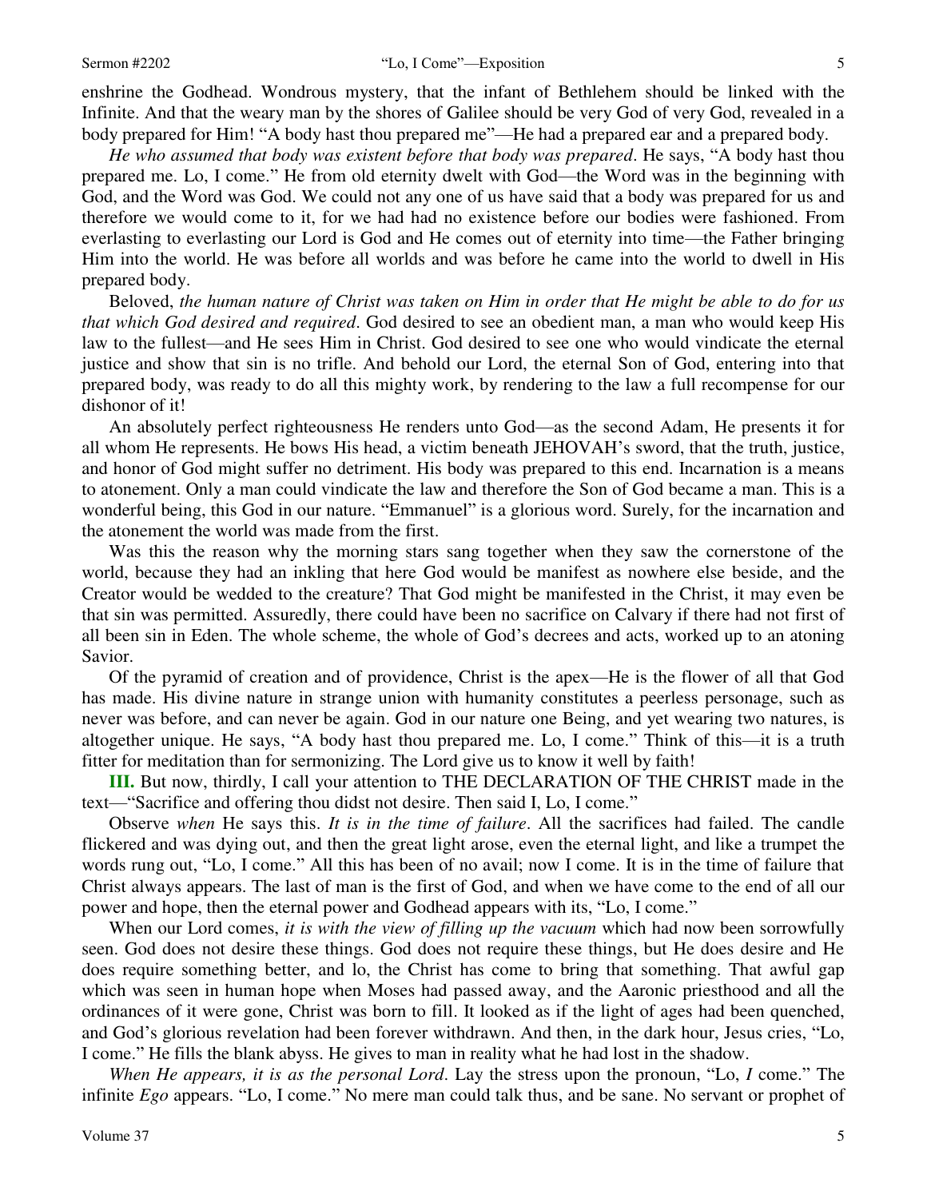enshrine the Godhead. Wondrous mystery, that the infant of Bethlehem should be linked with the Infinite. And that the weary man by the shores of Galilee should be very God of very God, revealed in a body prepared for Him! "A body hast thou prepared me"—He had a prepared ear and a prepared body.

*He who assumed that body was existent before that body was prepared*. He says, "A body hast thou prepared me. Lo, I come." He from old eternity dwelt with God—the Word was in the beginning with God, and the Word was God. We could not any one of us have said that a body was prepared for us and therefore we would come to it, for we had had no existence before our bodies were fashioned. From everlasting to everlasting our Lord is God and He comes out of eternity into time—the Father bringing Him into the world. He was before all worlds and was before he came into the world to dwell in His prepared body.

Beloved, *the human nature of Christ was taken on Him in order that He might be able to do for us that which God desired and required*. God desired to see an obedient man, a man who would keep His law to the fullest—and He sees Him in Christ. God desired to see one who would vindicate the eternal justice and show that sin is no trifle. And behold our Lord, the eternal Son of God, entering into that prepared body, was ready to do all this mighty work, by rendering to the law a full recompense for our dishonor of it!

An absolutely perfect righteousness He renders unto God—as the second Adam, He presents it for all whom He represents. He bows His head, a victim beneath JEHOVAH's sword, that the truth, justice, and honor of God might suffer no detriment. His body was prepared to this end. Incarnation is a means to atonement. Only a man could vindicate the law and therefore the Son of God became a man. This is a wonderful being, this God in our nature. "Emmanuel" is a glorious word. Surely, for the incarnation and the atonement the world was made from the first.

Was this the reason why the morning stars sang together when they saw the cornerstone of the world, because they had an inkling that here God would be manifest as nowhere else beside, and the Creator would be wedded to the creature? That God might be manifested in the Christ, it may even be that sin was permitted. Assuredly, there could have been no sacrifice on Calvary if there had not first of all been sin in Eden. The whole scheme, the whole of God's decrees and acts, worked up to an atoning Savior.

Of the pyramid of creation and of providence, Christ is the apex—He is the flower of all that God has made. His divine nature in strange union with humanity constitutes a peerless personage, such as never was before, and can never be again. God in our nature one Being, and yet wearing two natures, is altogether unique. He says, "A body hast thou prepared me. Lo, I come." Think of this—it is a truth fitter for meditation than for sermonizing. The Lord give us to know it well by faith!

**III.** But now, thirdly, I call your attention to THE DECLARATION OF THE CHRIST made in the text—"Sacrifice and offering thou didst not desire. Then said I, Lo, I come."

Observe *when* He says this. *It is in the time of failure*. All the sacrifices had failed. The candle flickered and was dying out, and then the great light arose, even the eternal light, and like a trumpet the words rung out, "Lo, I come." All this has been of no avail; now I come. It is in the time of failure that Christ always appears. The last of man is the first of God, and when we have come to the end of all our power and hope, then the eternal power and Godhead appears with its, "Lo, I come."

When our Lord comes, *it is with the view of filling up the vacuum* which had now been sorrowfully seen. God does not desire these things. God does not require these things, but He does desire and He does require something better, and lo, the Christ has come to bring that something. That awful gap which was seen in human hope when Moses had passed away, and the Aaronic priesthood and all the ordinances of it were gone, Christ was born to fill. It looked as if the light of ages had been quenched, and God's glorious revelation had been forever withdrawn. And then, in the dark hour, Jesus cries, "Lo, I come." He fills the blank abyss. He gives to man in reality what he had lost in the shadow.

*When He appears, it is as the personal Lord*. Lay the stress upon the pronoun, "Lo, *I* come." The infinite *Ego* appears. "Lo, I come." No mere man could talk thus, and be sane. No servant or prophet of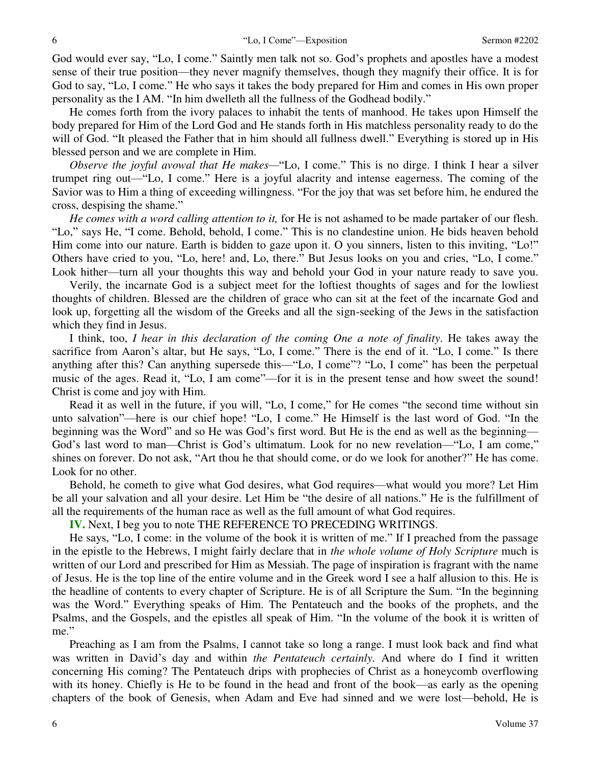God would ever say, "Lo, I come." Saintly men talk not so. God's prophets and apostles have a modest sense of their true position—they never magnify themselves, though they magnify their office. It is for God to say, "Lo, I come." He who says it takes the body prepared for Him and comes in His own proper personality as the I AM. "In him dwelleth all the fullness of the Godhead bodily."

He comes forth from the ivory palaces to inhabit the tents of manhood. He takes upon Himself the body prepared for Him of the Lord God and He stands forth in His matchless personality ready to do the will of God. "It pleased the Father that in him should all fullness dwell." Everything is stored up in His blessed person and we are complete in Him.

*Observe the joyful avowal that He makes*—"Lo, I come." This is no dirge. I think I hear a silver trumpet ring out—"Lo, I come." Here is a joyful alacrity and intense eagerness. The coming of the Savior was to Him a thing of exceeding willingness. "For the joy that was set before him, he endured the cross, despising the shame."

*He comes with a word calling attention to it,* for He is not ashamed to be made partaker of our flesh. "Lo," says He, "I come. Behold, behold, I come." This is no clandestine union. He bids heaven behold Him come into our nature. Earth is bidden to gaze upon it. O you sinners, listen to this inviting, "Lo!" Others have cried to you, "Lo, here! and, Lo, there." But Jesus looks on you and cries, "Lo, I come." Look hither—turn all your thoughts this way and behold your God in your nature ready to save you.

Verily, the incarnate God is a subject meet for the loftiest thoughts of sages and for the lowliest thoughts of children. Blessed are the children of grace who can sit at the feet of the incarnate God and look up, forgetting all the wisdom of the Greeks and all the sign-seeking of the Jews in the satisfaction which they find in Jesus.

I think, too, *I hear in this declaration of the coming One a note of finality*. He takes away the sacrifice from Aaron's altar, but He says, "Lo, I come." There is the end of it. "Lo, I come." Is there anything after this? Can anything supersede this—"Lo, I come"? "Lo, I come" has been the perpetual music of the ages. Read it, "Lo, I am come"—for it is in the present tense and how sweet the sound! Christ is come and joy with Him.

Read it as well in the future, if you will, "Lo, I come," for He comes "the second time without sin unto salvation"—here is our chief hope! "Lo, I come." He Himself is the last word of God. "In the beginning was the Word" and so He was God's first word. But He is the end as well as the beginning—God's last word to man—Christ is God's ultimatum. Look for no new revelation—"Lo, I am come," shines on forever. Do not ask, "Art thou he that should come, or do we look for another?" He has come. Look for no other.

Behold, he cometh to give what God desires, what God requires—what would you more? Let Him be all your salvation and all your desire. Let Him be "the desire of all nations." He is the fulfillment of all the requirements of the human race as well as the full amount of what God requires.

**IV.** Next, I beg you to note THE REFERENCE TO PRECEDING WRITINGS.

He says, "Lo, I come: in the volume of the book it is written of me." If I preached from the passage in the epistle to the Hebrews, I might fairly declare that in *the whole volume of Holy Scripture* much is written of our Lord and prescribed for Him as Messiah. The page of inspiration is fragrant with the name of Jesus. He is the top line of the entire volume and in the Greek word I see a half allusion to this. He is the headline of contents to every chapter of Scripture. He is of all Scripture the Sum. "In the beginning was the Word." Everything speaks of Him. The Pentateuch and the books of the prophets, and the Psalms, and the Gospels, and the epistles all speak of Him. "In the volume of the book it is written of me."

Preaching as I am from the Psalms, I cannot take so long a range. I must look back and find what was written in David's day and within *the Pentateuch certainly.* And where do I find it written concerning His coming? The Pentateuch drips with prophecies of Christ as a honeycomb overflowing with its honey. Chiefly is He to be found in the head and front of the book—as early as the opening chapters of the book of Genesis, when Adam and Eve had sinned and we were lost—behold, He is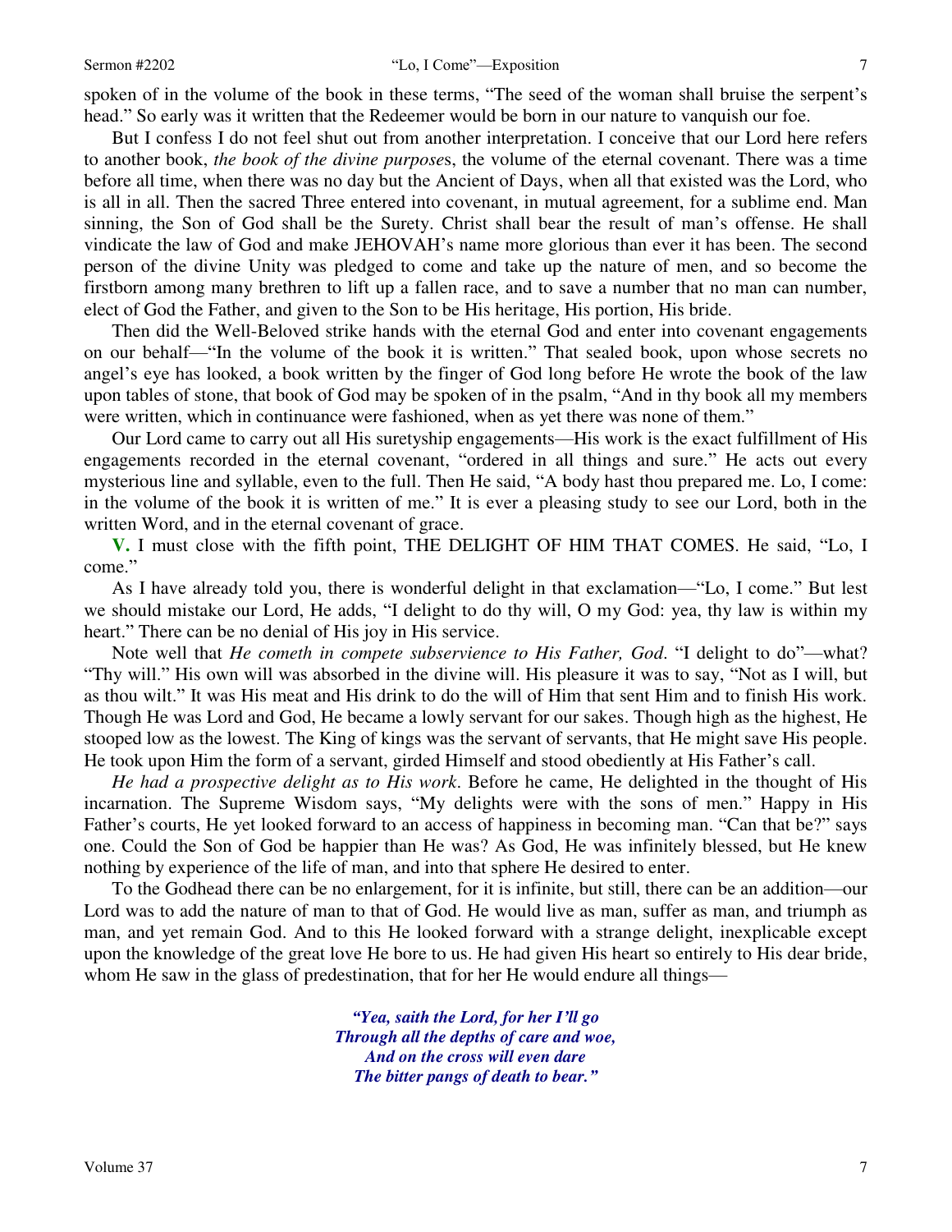spoken of in the volume of the book in these terms, "The seed of the woman shall bruise the serpent's head." So early was it written that the Redeemer would be born in our nature to vanquish our foe.

But I confess I do not feel shut out from another interpretation. I conceive that our Lord here refers to another book, *the book of the divine purposes*, the volume of the eternal covenant. There was a time before all time, when there was no day but the Ancient of Days, when all that existed was the Lord, who is all in all. Then the sacred Three entered into covenant, in mutual agreement, for a sublime end. Man sinning, the Son of God shall be the Surety. Christ shall bear the result of man's offense. He shall vindicate the law of God and make JEHOVAH's name more glorious than ever it has been. The second person of the divine Unity was pledged to come and take up the nature of men, and so become the firstborn among many brethren to lift up a fallen race, and to save a number that no man can number, elect of God the Father, and given to the Son to be His heritage, His portion, His bride.

Then did the Well-Beloved strike hands with the eternal God and enter into covenant engagements on our behalf—"In the volume of the book it is written." That sealed book, upon whose secrets no angel's eye has looked, a book written by the finger of God long before He wrote the book of the law upon tables of stone, that book of God may be spoken of in the psalm, "And in thy book all my members were written, which in continuance were fashioned, when as yet there was none of them."

Our Lord came to carry out all His suretyship engagements—His work is the exact fulfillment of His engagements recorded in the eternal covenant, "ordered in all things and sure." He acts out every mysterious line and syllable, even to the full. Then He said, "A body hast thou prepared me. Lo, I come: in the volume of the book it is written of me." It is ever a pleasing study to see our Lord, both in the written Word, and in the eternal covenant of grace.

**V.** I must close with the fifth point, THE DELIGHT OF HIM THAT COMES. He said, "Lo, I come."

As I have already told you, there is wonderful delight in that exclamation—"Lo, I come." But lest we should mistake our Lord, He adds, "I delight to do thy will, O my God: yea, thy law is within my heart." There can be no denial of His joy in His service.

Note well that *He cometh in compete subservience to His Father, God*. "I delight to do"—what? "Thy will." His own will was absorbed in the divine will. His pleasure it was to say, "Not as I will, but as thou wilt." It was His meat and His drink to do the will of Him that sent Him and to finish His work. Though He was Lord and God, He became a lowly servant for our sakes. Though high as the highest, He stooped low as the lowest. The King of kings was the servant of servants, that He might save His people. He took upon Him the form of a servant, girded Himself and stood obediently at His Father's call.

*He had a prospective delight as to His work*. Before he came, He delighted in the thought of His incarnation. The Supreme Wisdom says, "My delights were with the sons of men." Happy in His Father's courts, He yet looked forward to an access of happiness in becoming man. "Can that be?" says one. Could the Son of God be happier than He was? As God, He was infinitely blessed, but He knew nothing by experience of the life of man, and into that sphere He desired to enter.

To the Godhead there can be no enlargement, for it is infinite, but still, there can be an addition—our Lord was to add the nature of man to that of God. He would live as man, suffer as man, and triumph as man, and yet remain God. And to this He looked forward with a strange delight, inexplicable except upon the knowledge of the great love He bore to us. He had given His heart so entirely to His dear bride, whom He saw in the glass of predestination, that for her He would endure all things—

*"Yea, saith the Lord, for her I'll go*
*Through all the depths of care and woe,*
*And on the cross will even dare*
*The bitter pangs of death to bear."*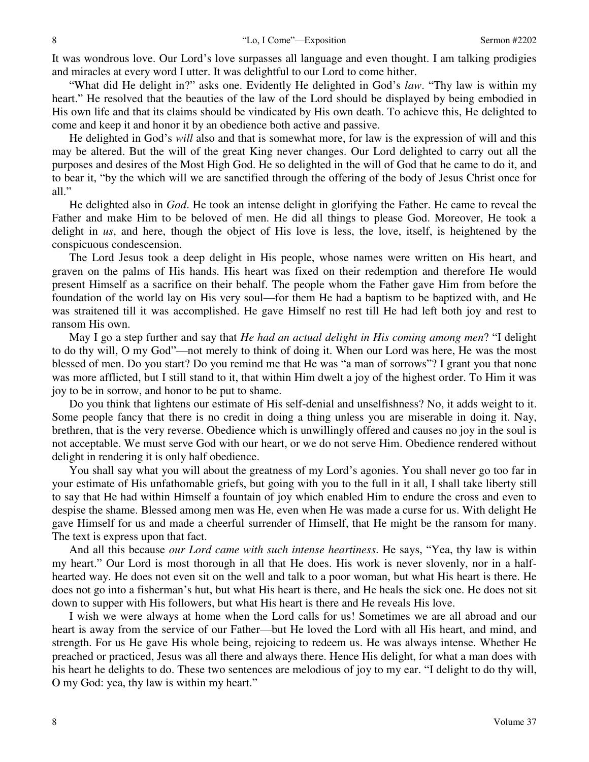It was wondrous love. Our Lord's love surpasses all language and even thought. I am talking prodigies and miracles at every word I utter. It was delightful to our Lord to come hither.

"What did He delight in?" asks one. Evidently He delighted in God's *law*. "Thy law is within my heart." He resolved that the beauties of the law of the Lord should be displayed by being embodied in His own life and that its claims should be vindicated by His own death. To achieve this, He delighted to come and keep it and honor it by an obedience both active and passive.

He delighted in God's *will* also and that is somewhat more, for law is the expression of will and this may be altered. But the will of the great King never changes. Our Lord delighted to carry out all the purposes and desires of the Most High God. He so delighted in the will of God that he came to do it, and to bear it, "by the which will we are sanctified through the offering of the body of Jesus Christ once for all."

He delighted also in *God*. He took an intense delight in glorifying the Father. He came to reveal the Father and make Him to be beloved of men. He did all things to please God. Moreover, He took a delight in *us*, and here, though the object of His love is less, the love, itself, is heightened by the conspicuous condescension.

The Lord Jesus took a deep delight in His people, whose names were written on His heart, and graven on the palms of His hands. His heart was fixed on their redemption and therefore He would present Himself as a sacrifice on their behalf. The people whom the Father gave Him from before the foundation of the world lay on His very soul—for them He had a baptism to be baptized with, and He was straitened till it was accomplished. He gave Himself no rest till He had left both joy and rest to ransom His own.

May I go a step further and say that *He had an actual delight in His coming among men*? "I delight to do thy will, O my God"—not merely to think of doing it. When our Lord was here, He was the most blessed of men. Do you start? Do you remind me that He was "a man of sorrows"? I grant you that none was more afflicted, but I still stand to it, that within Him dwelt a joy of the highest order. To Him it was joy to be in sorrow, and honor to be put to shame.

Do you think that lightens our estimate of His self-denial and unselfishness? No, it adds weight to it. Some people fancy that there is no credit in doing a thing unless you are miserable in doing it. Nay, brethren, that is the very reverse. Obedience which is unwillingly offered and causes no joy in the soul is not acceptable. We must serve God with our heart, or we do not serve Him. Obedience rendered without delight in rendering it is only half obedience.

You shall say what you will about the greatness of my Lord's agonies. You shall never go too far in your estimate of His unfathomable griefs, but going with you to the full in it all, I shall take liberty still to say that He had within Himself a fountain of joy which enabled Him to endure the cross and even to despise the shame. Blessed among men was He, even when He was made a curse for us. With delight He gave Himself for us and made a cheerful surrender of Himself, that He might be the ransom for many. The text is express upon that fact.

And all this because *our Lord came with such intense heartiness*. He says, "Yea, thy law is within my heart." Our Lord is most thorough in all that He does. His work is never slovenly, nor in a half-hearted way. He does not even sit on the well and talk to a poor woman, but what His heart is there. He does not go into a fisherman's hut, but what His heart is there, and He heals the sick one. He does not sit down to supper with His followers, but what His heart is there and He reveals His love.

I wish we were always at home when the Lord calls for us! Sometimes we are all abroad and our heart is away from the service of our Father—but He loved the Lord with all His heart, and mind, and strength. For us He gave His whole being, rejoicing to redeem us. He was always intense. Whether He preached or practiced, Jesus was all there and always there. Hence His delight, for what a man does with his heart he delights to do. These two sentences are melodious of joy to my ear. "I delight to do thy will, O my God: yea, thy law is within my heart."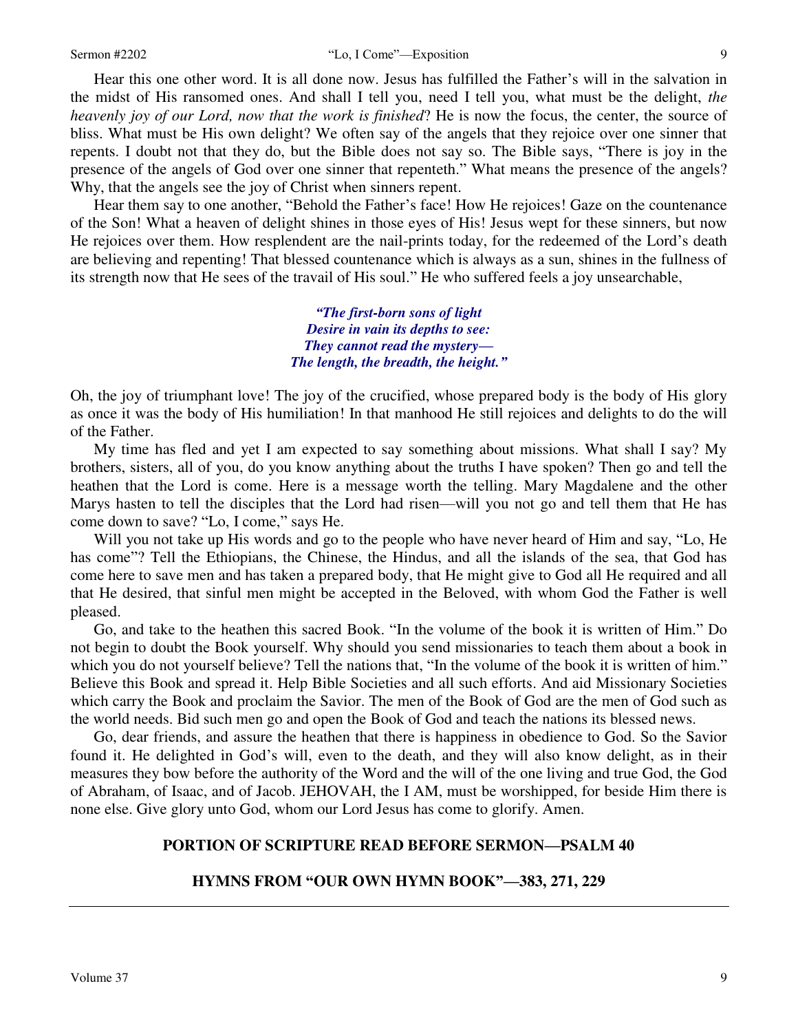Hear this one other word. It is all done now. Jesus has fulfilled the Father's will in the salvation in the midst of His ransomed ones. And shall I tell you, need I tell you, what must be the delight, *the heavenly joy of our Lord, now that the work is finished*? He is now the focus, the center, the source of bliss. What must be His own delight? We often say of the angels that they rejoice over one sinner that repents. I doubt not that they do, but the Bible does not say so. The Bible says, "There is joy in the presence of the angels of God over one sinner that repenteth." What means the presence of the angels? Why, that the angels see the joy of Christ when sinners repent.

Hear them say to one another, "Behold the Father's face! How He rejoices! Gaze on the countenance of the Son! What a heaven of delight shines in those eyes of His! Jesus wept for these sinners, but now He rejoices over them. How resplendent are the nail-prints today, for the redeemed of the Lord's death are believing and repenting! That blessed countenance which is always as a sun, shines in the fullness of its strength now that He sees of the travail of His soul." He who suffered feels a joy unsearchable,

> ***"The first-born sons of light***
> ***Desire in vain its depths to see:***
> ***They cannot read the mystery—***
> ***The length, the breadth, the height."***

Oh, the joy of triumphant love! The joy of the crucified, whose prepared body is the body of His glory as once it was the body of His humiliation! In that manhood He still rejoices and delights to do the will of the Father.

My time has fled and yet I am expected to say something about missions. What shall I say? My brothers, sisters, all of you, do you know anything about the truths I have spoken? Then go and tell the heathen that the Lord is come. Here is a message worth the telling. Mary Magdalene and the other Marys hasten to tell the disciples that the Lord had risen—will you not go and tell them that He has come down to save? "Lo, I come," says He.

Will you not take up His words and go to the people who have never heard of Him and say, "Lo, He has come"? Tell the Ethiopians, the Chinese, the Hindus, and all the islands of the sea, that God has come here to save men and has taken a prepared body, that He might give to God all He required and all that He desired, that sinful men might be accepted in the Beloved, with whom God the Father is well pleased.

Go, and take to the heathen this sacred Book. "In the volume of the book it is written of Him." Do not begin to doubt the Book yourself. Why should you send missionaries to teach them about a book in which you do not yourself believe? Tell the nations that, "In the volume of the book it is written of him." Believe this Book and spread it. Help Bible Societies and all such efforts. And aid Missionary Societies which carry the Book and proclaim the Savior. The men of the Book of God are the men of God such as the world needs. Bid such men go and open the Book of God and teach the nations its blessed news.

Go, dear friends, and assure the heathen that there is happiness in obedience to God. So the Savior found it. He delighted in God's will, even to the death, and they will also know delight, as in their measures they bow before the authority of the Word and the will of the one living and true God, the God of Abraham, of Isaac, and of Jacob. JEHOVAH, the I AM, must be worshipped, for beside Him there is none else. Give glory unto God, whom our Lord Jesus has come to glorify. Amen.

**PORTION OF SCRIPTURE READ BEFORE SERMON—PSALM 40**

**HYMNS FROM "OUR OWN HYMN BOOK"—383, 271, 229**

---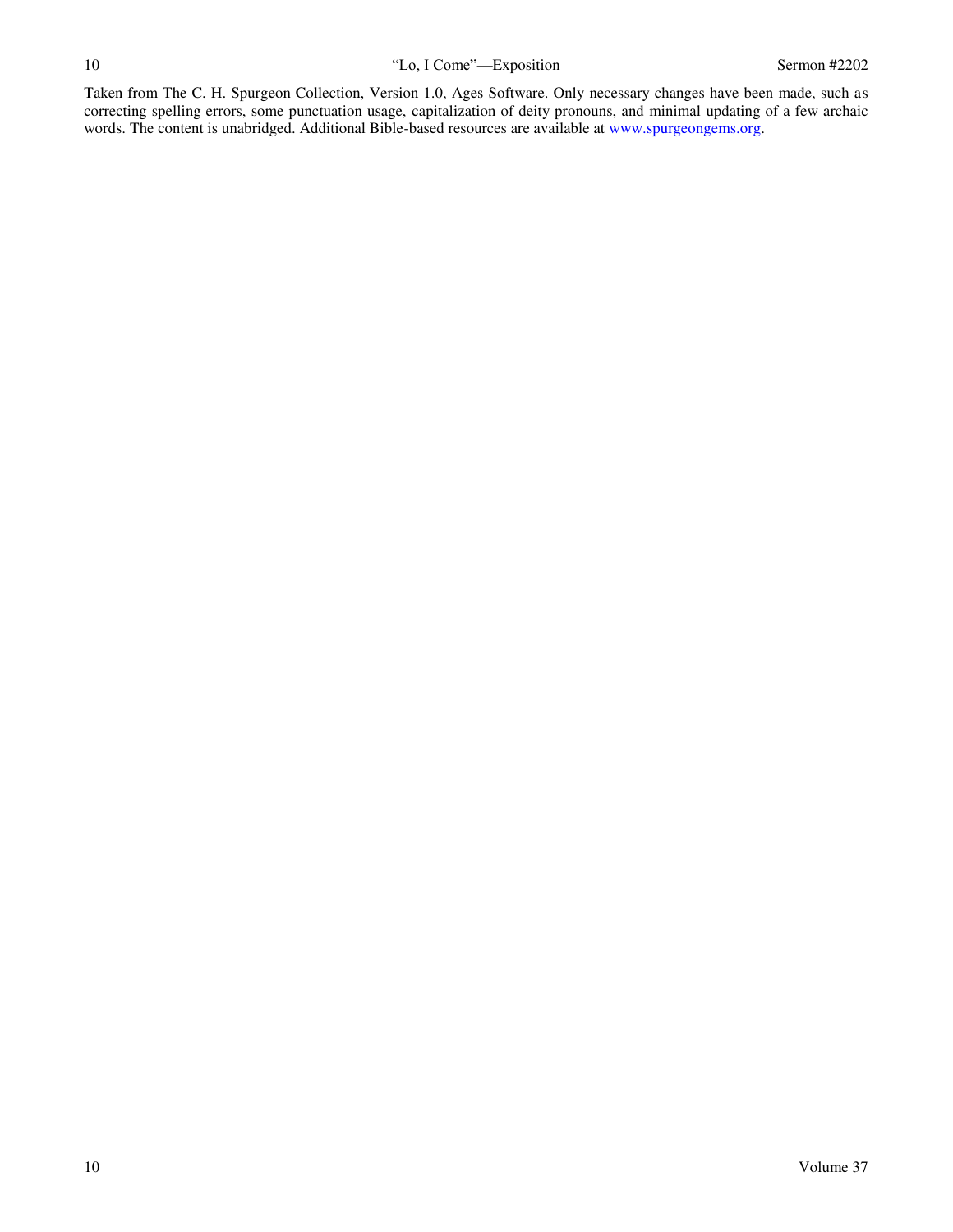Taken from The C. H. Spurgeon Collection, Version 1.0, Ages Software. Only necessary changes have been made, such as correcting spelling errors, some punctuation usage, capitalization of deity pronouns, and minimal updating of a few archaic words. The content is unabridged. Additional Bible-based resources are available at [www.spurgeongems.org](http://www.spurgeongems.org).